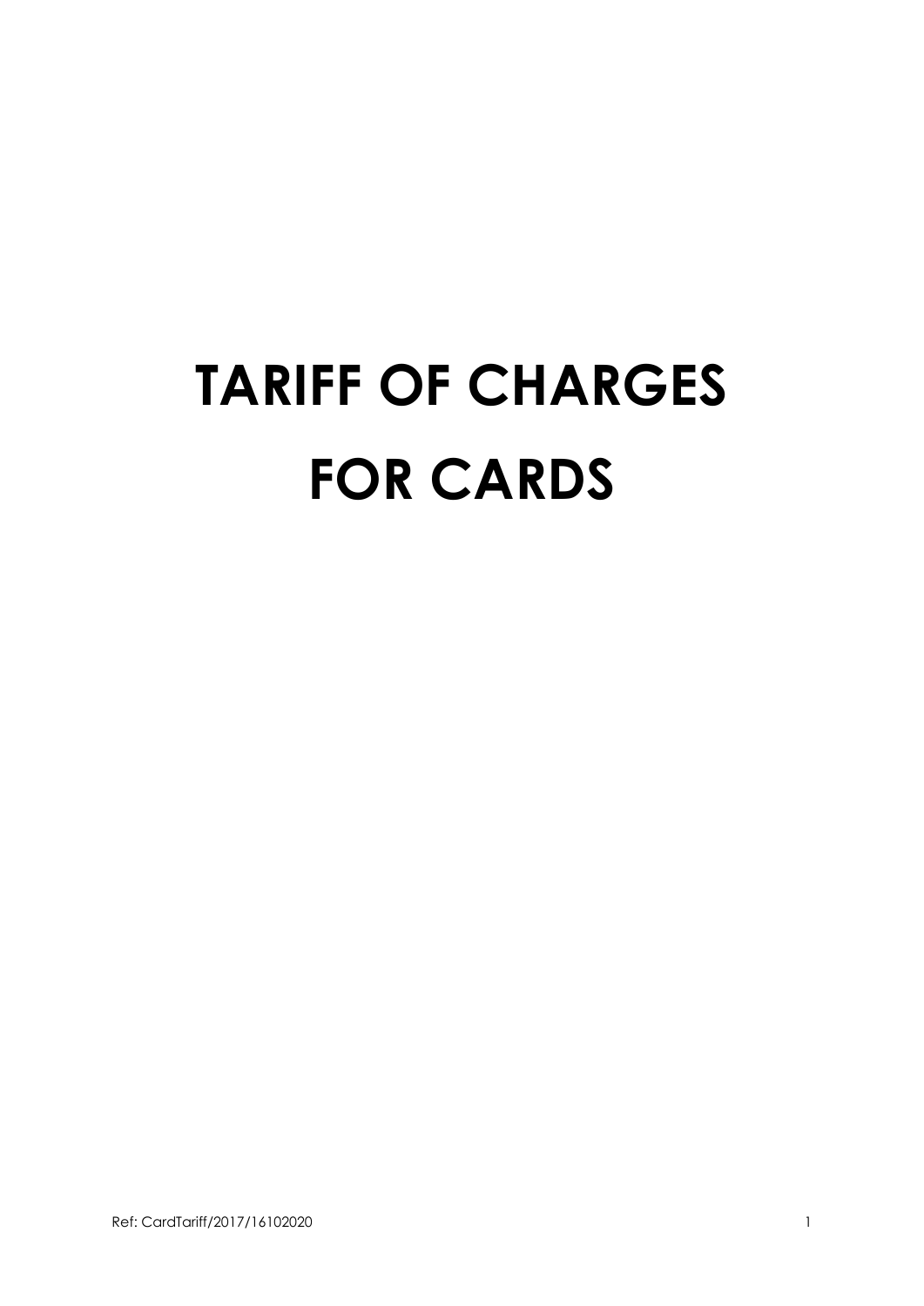# TARIFF OF CHARGES FOR CARDS

Ref: CardTariff/2017/16102020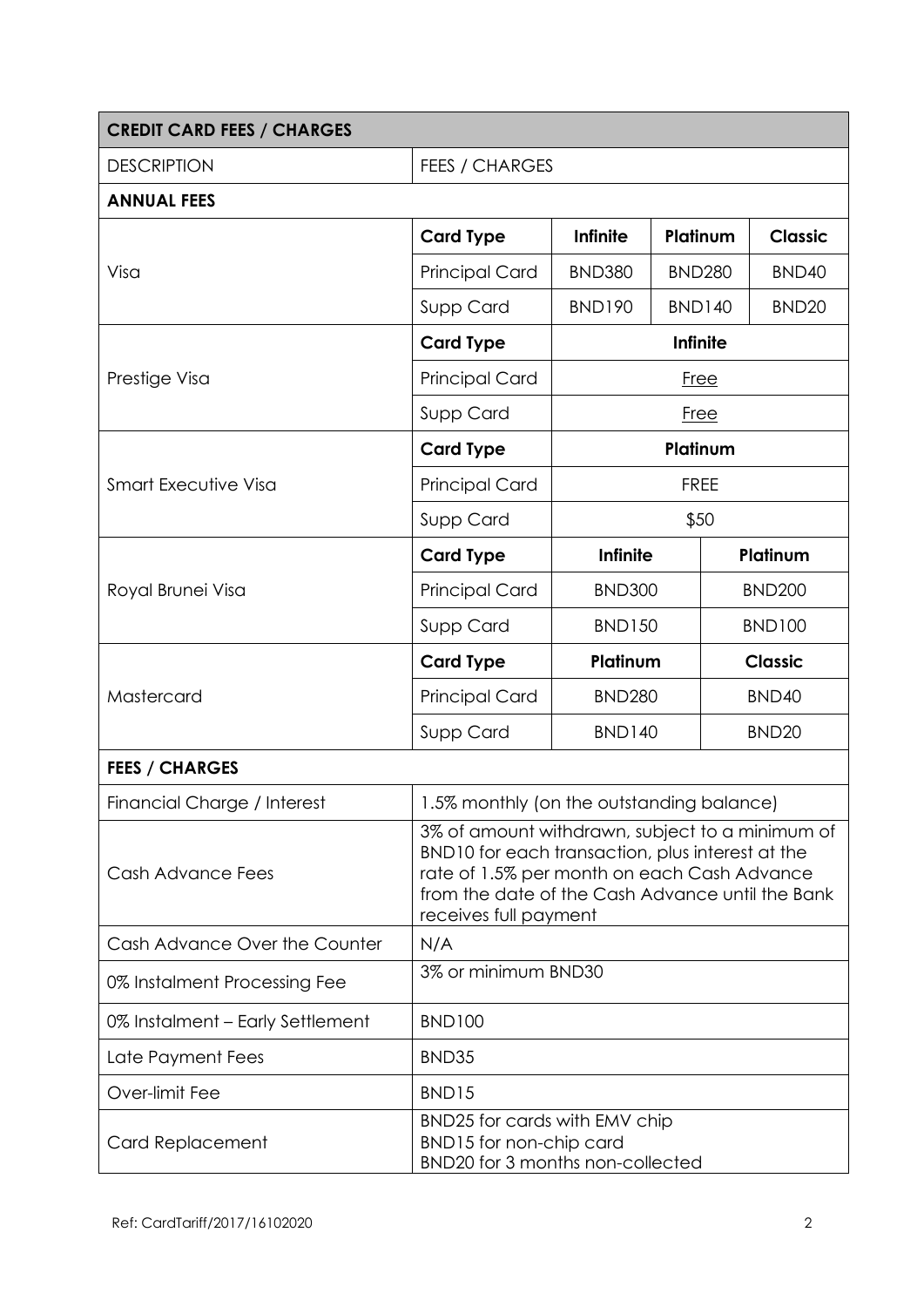| CREDIT CARD FEES / CHARGES | | | | |
|---|---|---|---|---|
| DESCRIPTION | FEES / CHARGES | | | |
| **ANNUAL FEES** | | | | |
| Visa | **Card Type** | **Infinite** | **Platinum** | **Classic** |
| | Principal Card | BND380 | BND280 | BND40 |
| | Supp Card | BND190 | BND140 | BND20 |
| Prestige Visa | **Card Type** | **Infinite** | | |
| | Principal Card | Free | | |
| | Supp Card | Free | | |
| Smart Executive Visa | **Card Type** | **Platinum** | | |
| | Principal Card | FREE | | |
| | Supp Card | $50 | | |
| Royal Brunei Visa | **Card Type** | **Infinite** | | **Platinum** |
| | Principal Card | BND300 | | BND200 |
| | Supp Card | BND150 | | BND100 |
| Mastercard | **Card Type** | **Platinum** | | **Classic** |
| | Principal Card | BND280 | | BND40 |
| | Supp Card | BND140 | | BND20 |
| **FEES / CHARGES** | | | | |
| Financial Charge / Interest | 1.5% monthly (on the outstanding balance) | | | |
| Cash Advance Fees | 3% of amount withdrawn, subject to a minimum of BND10 for each transaction, plus interest at the rate of 1.5% per month on each Cash Advance from the date of the Cash Advance until the Bank receives full payment | | | |
| Cash Advance Over the Counter | N/A | | | |
| 0% Instalment Processing Fee | 3% or minimum BND30 | | | |
| 0% Instalment – Early Settlement | BND100 | | | |
| Late Payment Fees | BND35 | | | |
| Over-limit Fee | BND15 | | | |
| Card Replacement | BND25 for cards with EMV chip<br>BND15 for non-chip card<br>BND20 for 3 months non-collected | | | |

Ref: CardTariff/2017/16102020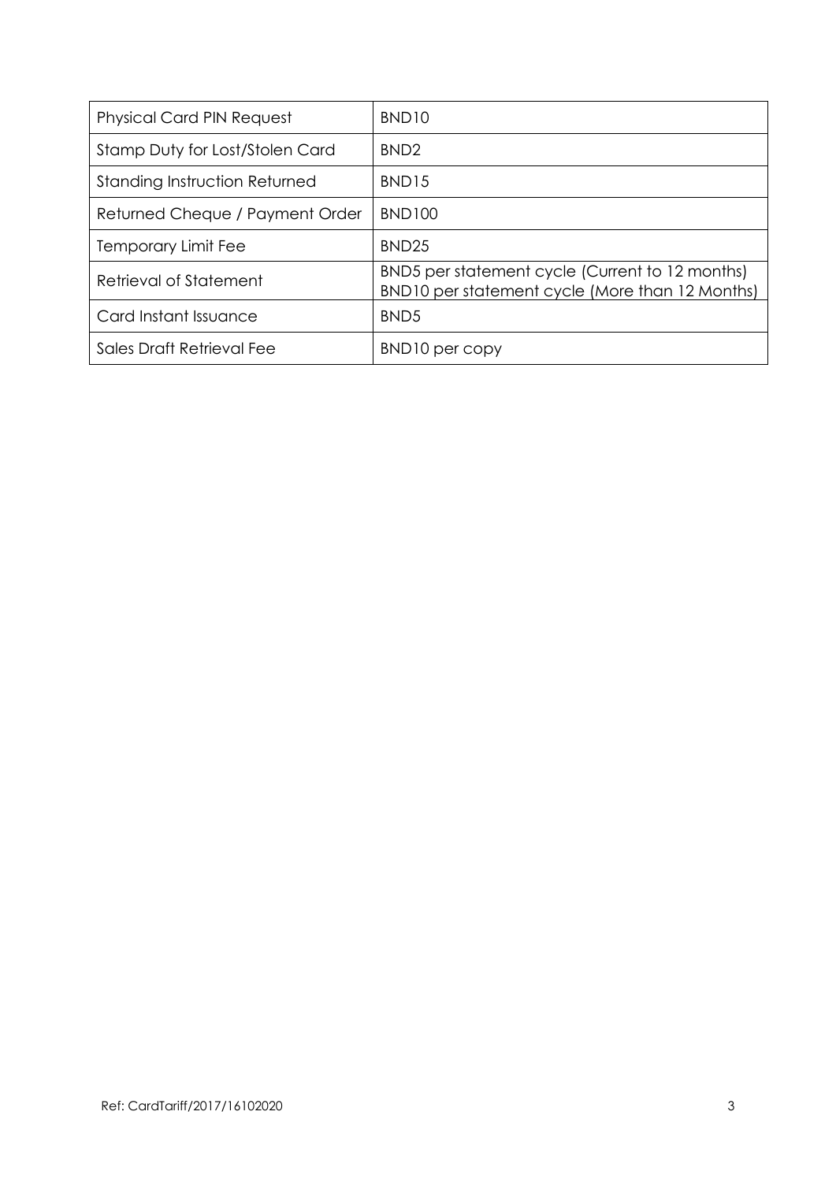| Physical Card PIN Request | BND10 |
|---|---|
| Stamp Duty for Lost/Stolen Card | BND2 |
| Standing Instruction Returned | BND15 |
| Returned Cheque / Payment Order | BND100 |
| Temporary Limit Fee | BND25 |
| Retrieval of Statement | BND5 per statement cycle (Current to 12 months)<br>BND10 per statement cycle (More than 12 Months) |
| Card Instant Issuance | BND5 |
| Sales Draft Retrieval Fee | BND10 per copy |

Ref: CardTariff/2017/16102020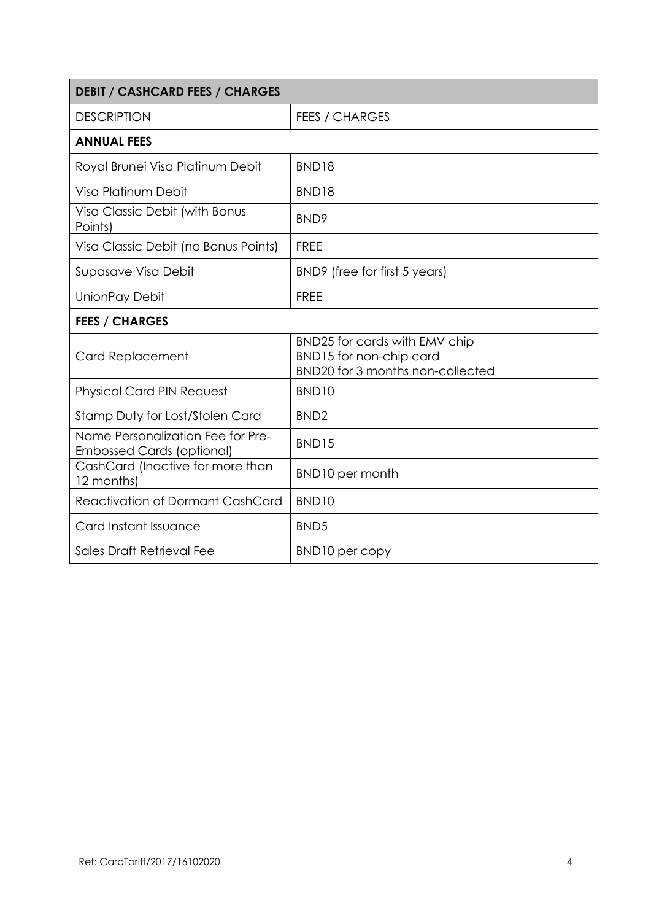| DEBIT / CASHCARD FEES / CHARGES | |
|---|---|
| DESCRIPTION | FEES / CHARGES |
| **ANNUAL FEES** | |
| Royal Brunei Visa Platinum Debit | BND18 |
| Visa Platinum Debit | BND18 |
| Visa Classic Debit (with Bonus Points) | BND9 |
| Visa Classic Debit (no Bonus Points) | FREE |
| Supasave Visa Debit | BND9 (free for first 5 years) |
| UnionPay Debit | FREE |
| **FEES / CHARGES** | |
| Card Replacement | BND25 for cards with EMV chip<br>BND15 for non-chip card<br>BND20 for 3 months non-collected |
| Physical Card PIN Request | BND10 |
| Stamp Duty for Lost/Stolen Card | BND2 |
| Name Personalization Fee for Pre-Embossed Cards (optional) | BND15 |
| CashCard (Inactive for more than 12 months) | BND10 per month |
| Reactivation of Dormant CashCard | BND10 |
| Card Instant Issuance | BND5 |
| Sales Draft Retrieval Fee | BND10 per copy |

Ref: CardTariff/2017/16102020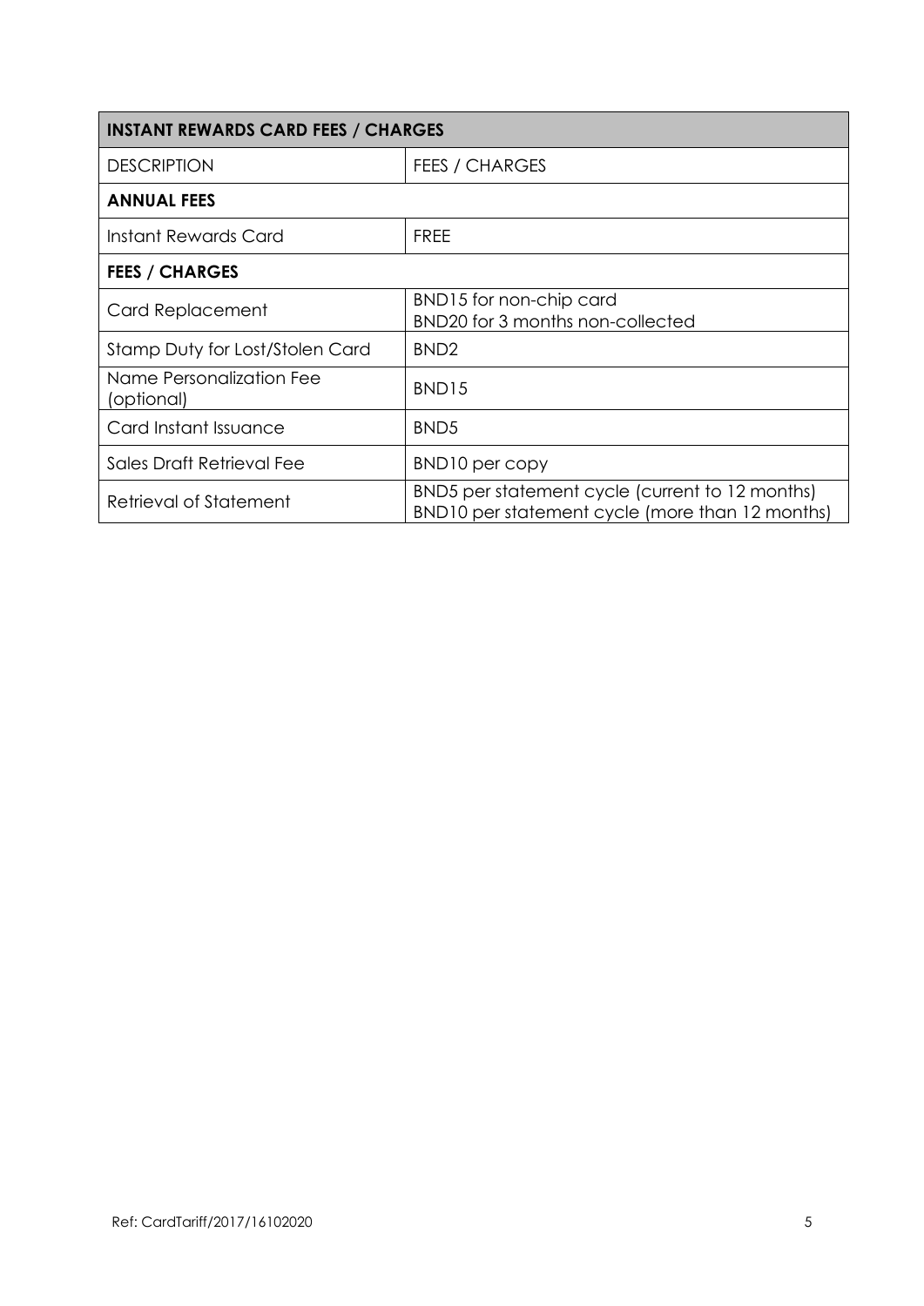| INSTANT REWARDS CARD FEES / CHARGES | |
| --- | --- |
| DESCRIPTION | FEES / CHARGES |
| **ANNUAL FEES** | |
| Instant Rewards Card | FREE |
| **FEES / CHARGES** | |
| Card Replacement | BND15 for non-chip card<br>BND20 for 3 months non-collected |
| Stamp Duty for Lost/Stolen Card | BND2 |
| Name Personalization Fee (optional) | BND15 |
| Card Instant Issuance | BND5 |
| Sales Draft Retrieval Fee | BND10 per copy |
| Retrieval of Statement | BND5 per statement cycle (current to 12 months)<br>BND10 per statement cycle (more than 12 months) |

Ref: CardTariff/2017/16102020